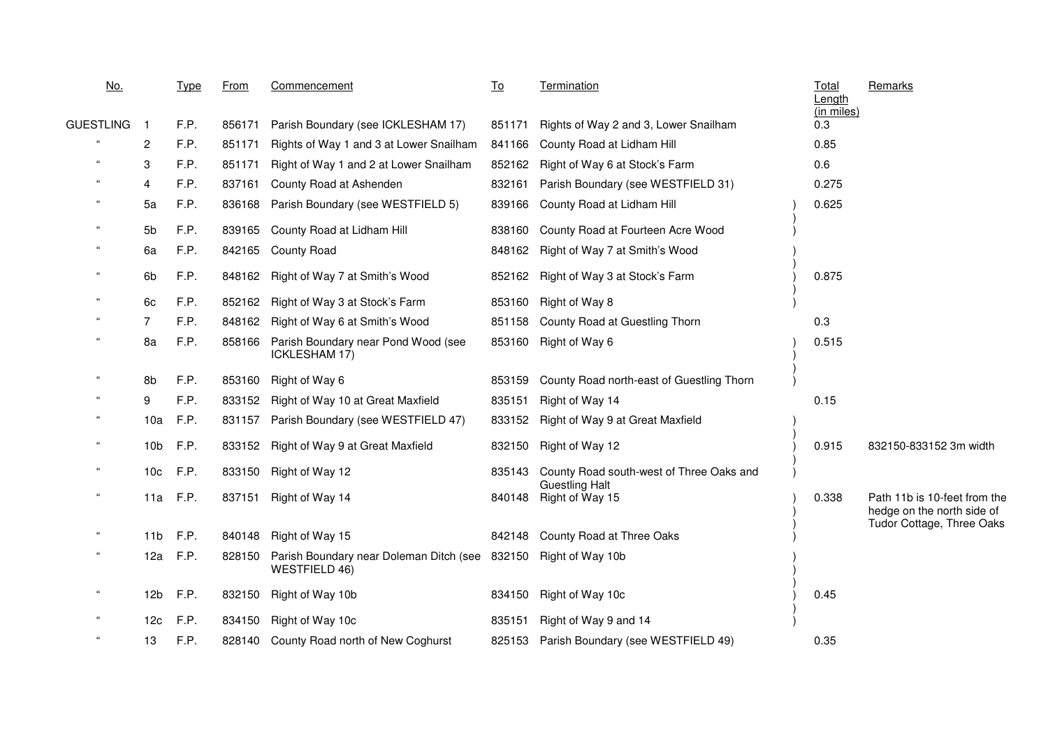| No. | | Type | From | Commencement | To | Termination | Total Length (in miles) | Remarks |
|---|---|---|---|---|---|---|---|---|
| GUESTLING | 1 | F.P. | 856171 | Parish Boundary (see ICKLESHAM 17) | 851171 | Rights of Way 2 and 3, Lower Snailham | 0.3 | |
| " | 2 | F.P. | 851171 | Rights of Way 1 and 3 at Lower Snailham | 841166 | County Road at Lidham Hill | 0.85 | |
| " | 3 | F.P. | 851171 | Right of Way 1 and 2 at Lower Snailham | 852162 | Right of Way 6 at Stock's Farm | 0.6 | |
| " | 4 | F.P. | 837161 | County Road at Ashenden | 832161 | Parish Boundary (see WESTFIELD 31) | 0.275 | |
| " | 5a | F.P. | 836168 | Parish Boundary (see WESTFIELD 5) | 839166 | County Road at Lidham Hill | 0.625 | |
| " | 5b | F.P. | 839165 | County Road at Lidham Hill | 838160 | County Road at Fourteen Acre Wood | | |
| " | 6a | F.P. | 842165 | County Road | 848162 | Right of Way 7 at Smith's Wood | | |
| " | 6b | F.P. | 848162 | Right of Way 7 at Smith's Wood | 852162 | Right of Way 3 at Stock's Farm | 0.875 | |
| " | 6c | F.P. | 852162 | Right of Way 3 at Stock's Farm | 853160 | Right of Way 8 | | |
| " | 7 | F.P. | 848162 | Right of Way 6 at Smith's Wood | 851158 | County Road at Guestling Thorn | 0.3 | |
| " | 8a | F.P. | 858166 | Parish Boundary near Pond Wood (see ICKLESHAM 17) | 853160 | Right of Way 6 | 0.515 | |
| " | 8b | F.P. | 853160 | Right of Way 6 | 853159 | County Road north-east of Guestling Thorn | | |
| " | 9 | F.P. | 833152 | Right of Way 10 at Great Maxfield | 835151 | Right of Way 14 | 0.15 | |
| " | 10a | F.P. | 831157 | Parish Boundary (see WESTFIELD 47) | 833152 | Right of Way 9 at Great Maxfield | | |
| " | 10b | F.P. | 833152 | Right of Way 9 at Great Maxfield | 832150 | Right of Way 12 | 0.915 | 832150-833152 3m width |
| " | 10c | F.P. | 833150 | Right of Way 12 | 835143 | County Road south-west of Three Oaks and Guestling Halt | | |
| " | 11a | F.P. | 837151 | Right of Way 14 | 840148 | Right of Way 15 | 0.338 | Path 11b is 10-feet from the hedge on the north side of Tudor Cottage, Three Oaks |
| " | 11b | F.P. | 840148 | Right of Way 15 | 842148 | County Road at Three Oaks | | |
| " | 12a | F.P. | 828150 | Parish Boundary near Doleman Ditch (see WESTFIELD 46) | 832150 | Right of Way 10b | | |
| " | 12b | F.P. | 832150 | Right of Way 10b | 834150 | Right of Way 10c | 0.45 | |
| " | 12c | F.P. | 834150 | Right of Way 10c | 835151 | Right of Way 9 and 14 | | |
| " | 13 | F.P. | 828140 | County Road north of New Coghurst | 825153 | Parish Boundary (see WESTFIELD 49) | 0.35 | |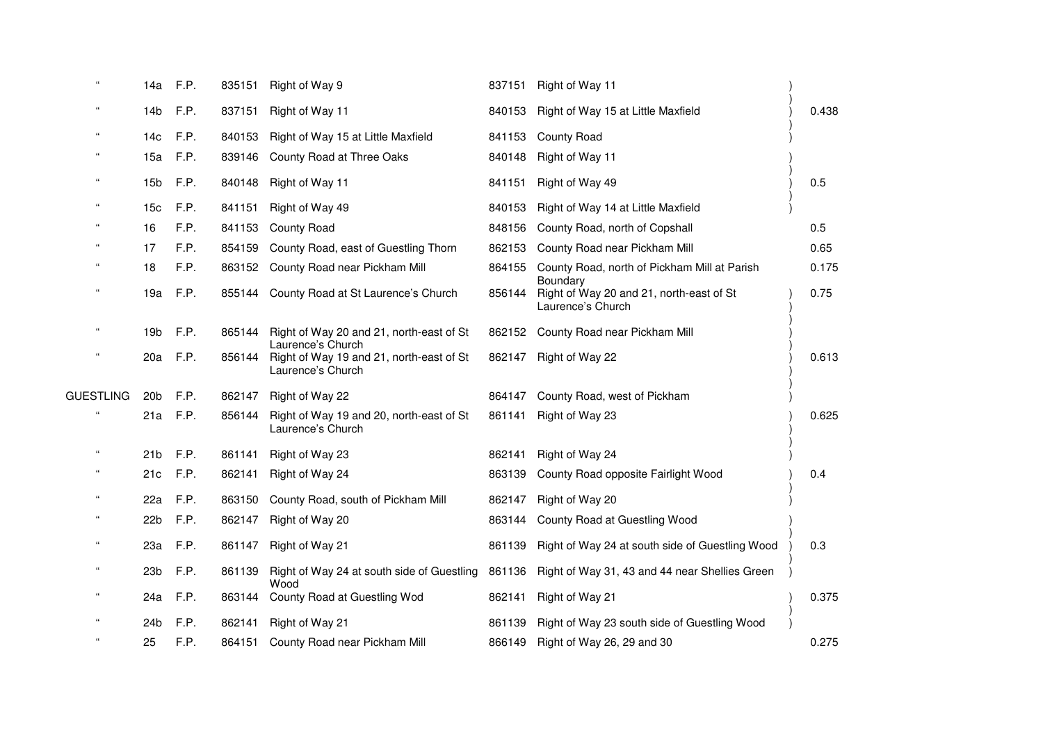| | | | | | | | |
|---|---|---|---|---|---|---|---|
| " | 14a | F.P. | 835151 | Right of Way 9 | 837151 | Right of Way 11 | ) |
| " | 14b | F.P. | 837151 | Right of Way 11 | 840153 | Right of Way 15 at Little Maxfield | ) 0.438 |
| " | 14c | F.P. | 840153 | Right of Way 15 at Little Maxfield | 841153 | County Road | ) |
| " | 15a | F.P. | 839146 | County Road at Three Oaks | 840148 | Right of Way 11 | ) |
| " | 15b | F.P. | 840148 | Right of Way 11 | 841151 | Right of Way 49 | ) 0.5 |
| " | 15c | F.P. | 841151 | Right of Way 49 | 840153 | Right of Way 14 at Little Maxfield | ) |
| " | 16 | F.P. | 841153 | County Road | 848156 | County Road, north of Copshall | 0.5 |
| " | 17 | F.P. | 854159 | County Road, east of Guestling Thorn | 862153 | County Road near Pickham Mill | 0.65 |
| " | 18 | F.P. | 863152 | County Road near Pickham Mill | 864155 | County Road, north of Pickham Mill at Parish Boundary | 0.175 |
| " | 19a | F.P. | 855144 | County Road at St Laurence's Church | 856144 | Right of Way 20 and 21, north-east of St Laurence's Church | ) 0.75 |
| " | 19b | F.P. | 865144 | Right of Way 20 and 21, north-east of St Laurence's Church | 862152 | County Road near Pickham Mill | ) |
| " | 20a | F.P. | 856144 | Right of Way 19 and 21, north-east of St Laurence's Church | 862147 | Right of Way 22 | ) 0.613 |
| GUESTLING | 20b | F.P. | 862147 | Right of Way 22 | 864147 | County Road, west of Pickham | ) |
| " | 21a | F.P. | 856144 | Right of Way 19 and 20, north-east of St Laurence's Church | 861141 | Right of Way 23 | ) 0.625 |
| " | 21b | F.P. | 861141 | Right of Way 23 | 862141 | Right of Way 24 | ) |
| " | 21c | F.P. | 862141 | Right of Way 24 | 863139 | County Road opposite Fairlight Wood | ) 0.4 |
| " | 22a | F.P. | 863150 | County Road, south of Pickham Mill | 862147 | Right of Way 20 | ) |
| " | 22b | F.P. | 862147 | Right of Way 20 | 863144 | County Road at Guestling Wood | ) |
| " | 23a | F.P. | 861147 | Right of Way 21 | 861139 | Right of Way 24 at south side of Guestling Wood | ) 0.3 |
| " | 23b | F.P. | 861139 | Right of Way 24 at south side of Guestling Wood | 861136 | Right of Way 31, 43 and 44 near Shellies Green | ) |
| " | 24a | F.P. | 863144 | County Road at Guestling Wod | 862141 | Right of Way 21 | ) 0.375 |
| " | 24b | F.P. | 862141 | Right of Way 21 | 861139 | Right of Way 23 south side of Guestling Wood | ) |
| " | 25 | F.P. | 864151 | County Road near Pickham Mill | 866149 | Right of Way 26, 29 and 30 | 0.275 |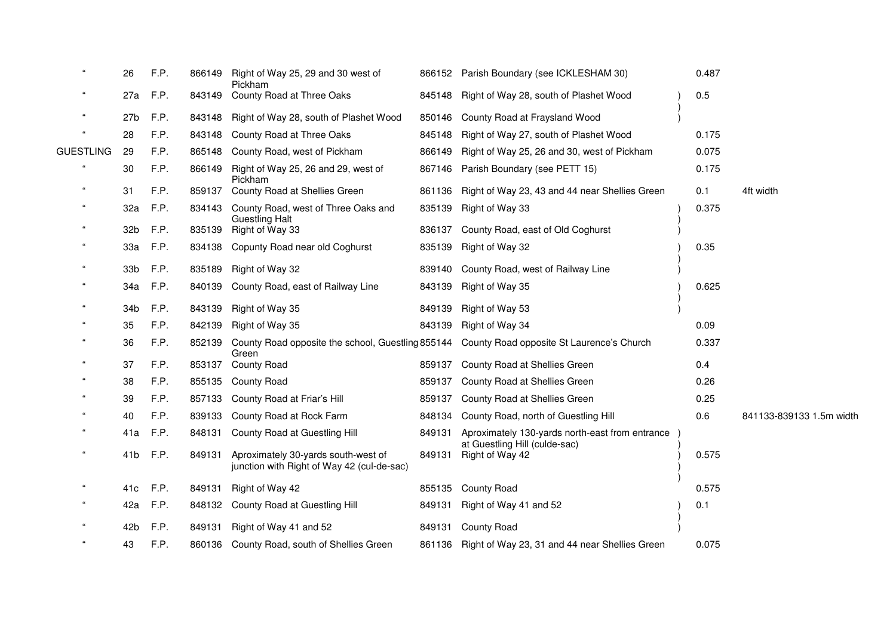| | | | | | | | | |
|---|---|---|---|---|---|---|---|---|
| " | 26 | F.P. | 866149 | Right of Way 25, 29 and 30 west of Pickham | 866152 | Parish Boundary (see ICKLESHAM 30) | 0.487 | |
| " | 27a | F.P. | 843149 | County Road at Three Oaks | 845148 | Right of Way 28, south of Plashet Wood | 0.5 | |
| " | 27b | F.P. | 843148 | Right of Way 28, south of Plashet Wood | 850146 | County Road at Fraysland Wood | | |
| " | 28 | F.P. | 843148 | County Road at Three Oaks | 845148 | Right of Way 27, south of Plashet Wood | 0.175 | |
| GUESTLING | 29 | F.P. | 865148 | County Road, west of Pickham | 866149 | Right of Way 25, 26 and 30, west of Pickham | 0.075 | |
| " | 30 | F.P. | 866149 | Right of Way 25, 26 and 29, west of Pickham | 867146 | Parish Boundary (see PETT 15) | 0.175 | |
| " | 31 | F.P. | 859137 | County Road at Shellies Green | 861136 | Right of Way 23, 43 and 44 near Shellies Green | 0.1 | 4ft width |
| " | 32a | F.P. | 834143 | County Road, west of Three Oaks and Guestling Halt | 835139 | Right of Way 33 | 0.375 | |
| " | 32b | F.P. | 835139 | Right of Way 33 | 836137 | County Road, east of Old Coghurst | | |
| " | 33a | F.P. | 834138 | Copunty Road near old Coghurst | 835139 | Right of Way 32 | 0.35 | |
| " | 33b | F.P. | 835189 | Right of Way 32 | 839140 | County Road, west of Railway Line | | |
| " | 34a | F.P. | 840139 | County Road, east of Railway Line | 843139 | Right of Way 35 | 0.625 | |
| " | 34b | F.P. | 843139 | Right of Way 35 | 849139 | Right of Way 53 | | |
| " | 35 | F.P. | 842139 | Right of Way 35 | 843139 | Right of Way 34 | 0.09 | |
| " | 36 | F.P. | 852139 | County Road opposite the school, Guestling Green | 855144 | County Road opposite St Laurence's Church | 0.337 | |
| " | 37 | F.P. | 853137 | County Road | 859137 | County Road at Shellies Green | 0.4 | |
| " | 38 | F.P. | 855135 | County Road | 859137 | County Road at Shellies Green | 0.26 | |
| " | 39 | F.P. | 857133 | County Road at Friar's Hill | 859137 | County Road at Shellies Green | 0.25 | |
| " | 40 | F.P. | 839133 | County Road at Rock Farm | 848134 | County Road, north of Guestling Hill | 0.6 | 841133-839133 1.5m width |
| " | 41a | F.P. | 848131 | County Road at Guestling Hill | 849131 | Aproximately 130-yards north-east from entrance at Guestling Hill (culde-sac) | | |
| " | 41b | F.P. | 849131 | Aproximately 30-yards south-west of junction with Right of Way 42 (cul-de-sac) | 849131 | Right of Way 42 | 0.575 | |
| " | 41c | F.P. | 849131 | Right of Way 42 | 855135 | County Road | 0.575 | |
| " | 42a | F.P. | 848132 | County Road at Guestling Hill | 849131 | Right of Way 41 and 52 | 0.1 | |
| " | 42b | F.P. | 849131 | Right of Way 41 and 52 | 849131 | County Road | | |
| " | 43 | F.P. | 860136 | County Road, south of Shellies Green | 861136 | Right of Way 23, 31 and 44 near Shellies Green | 0.075 | |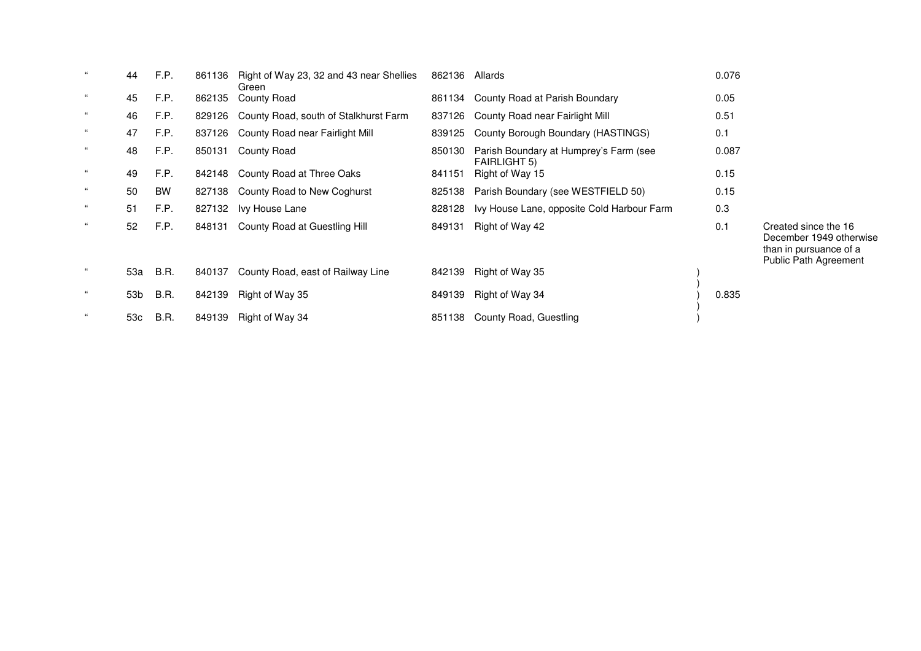| | | | | | | | | |
|---|---|---|---|---|---|---|---|---|
| " | 44 | F.P. | 861136 | Right of Way 23, 32 and 43 near Shellies Green | 862136 | Allards | 0.076 | |
| " | 45 | F.P. | 862135 | County Road | 861134 | County Road at Parish Boundary | 0.05 | |
| " | 46 | F.P. | 829126 | County Road, south of Stalkhurst Farm | 837126 | County Road near Fairlight Mill | 0.51 | |
| " | 47 | F.P. | 837126 | County Road near Fairlight Mill | 839125 | County Borough Boundary (HASTINGS) | 0.1 | |
| " | 48 | F.P. | 850131 | County Road | 850130 | Parish Boundary at Humprey's Farm (see FAIRLIGHT 5) | 0.087 | |
| " | 49 | F.P. | 842148 | County Road at Three Oaks | 841151 | Right of Way 15 | 0.15 | |
| " | 50 | BW | 827138 | County Road to New Coghurst | 825138 | Parish Boundary (see WESTFIELD 50) | 0.15 | |
| " | 51 | F.P. | 827132 | Ivy House Lane | 828128 | Ivy House Lane, opposite Cold Harbour Farm | 0.3 | |
| " | 52 | F.P. | 848131 | County Road at Guestling Hill | 849131 | Right of Way 42 | 0.1 | Created since the 16 December 1949 otherwise than in pursuance of a Public Path Agreement |
| " | 53a | B.R. | 840137 | County Road, east of Railway Line | 842139 | Right of Way 35 | ) | |
| " | 53b | B.R. | 842139 | Right of Way 35 | 849139 | Right of Way 34 | ) 0.835 | |
| " | 53c | B.R. | 849139 | Right of Way 34 | 851138 | County Road, Guestling | ) | |